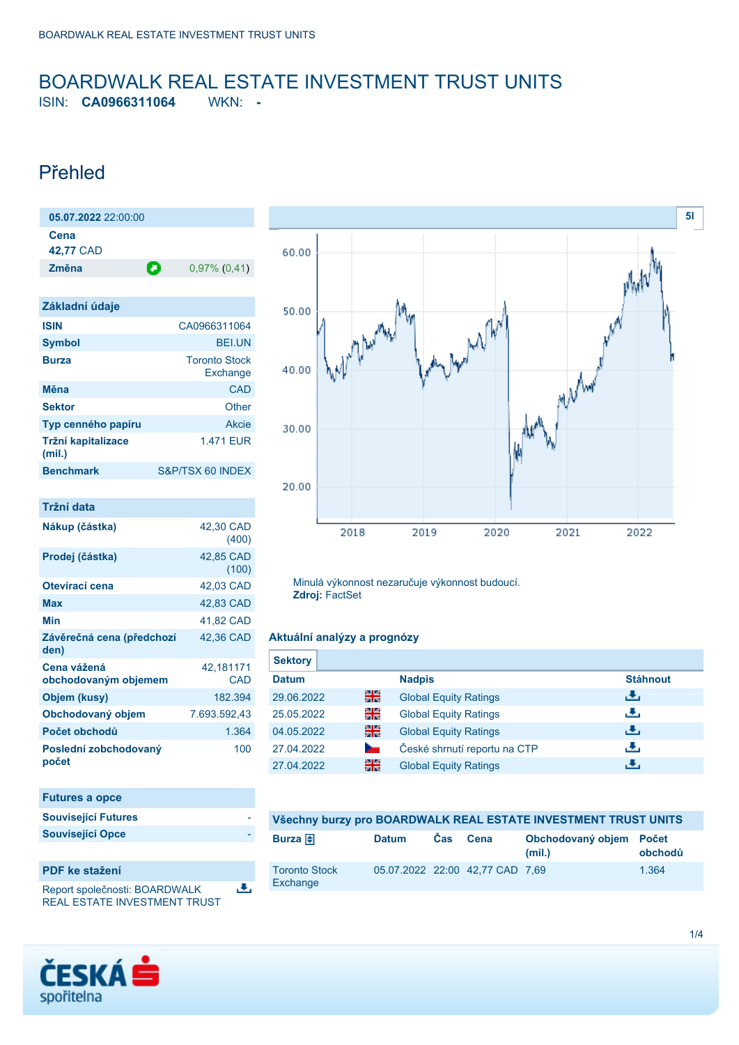# BOARDWALK REAL ESTATE INVESTMENT TRUST UNITS

ISIN: **CA0966311064** WKN: **-**

## Přehled

**05.07.2022** 22:00:00

**Cena**
**42,77** CAD

| **Změna** | 0,97% (0,41) |
|---|---|

| **Základní údaje** | |
|---|---|
| **ISIN** | CA0966311064 |
| **Symbol** | BEI.UN |
| **Burza** | Toronto Stock Exchange |
| **Měna** | CAD |
| **Sektor** | Other |
| **Typ cenného papíru** | Akcie |
| **Tržní kapitalizace (mil.)** | 1.471 EUR |
| **Benchmark** | S&P/TSX 60 INDEX |

| **Tržní data** | |
|---|---|
| **Nákup (částka)** | 42,30 CAD (400) |
| **Prodej (částka)** | 42,85 CAD (100) |
| **Otevírací cena** | 42,03 CAD |
| **Max** | 42,83 CAD |
| **Min** | 41,82 CAD |
| **Závěrečná cena (předchozí den)** | 42,36 CAD |
| **Cena vážená obchodovaným objemem** | 42,181171 CAD |
| **Objem (kusy)** | 182.394 |
| **Obchodovaný objem** | 7.693.592,43 |
| **Počet obchodů** | 1.364 |
| **Poslední zobchodovaný počet** | 100 |

| **Futures a opce** | |
|---|---|
| **Související Futures** | - |
| **Související Opce** | - |

**PDF ke stažení**

Report společnosti: BOARDWALK REAL ESTATE INVESTMENT TRUST

Minulá výkonnost nezaručuje výkonnost budoucí.
**Zdroj:** FactSet

### Aktuální analýzy a prognózy

**Sektory**

| Datum | | Nadpis | Stáhnout |
|---|---|---|---|
| 29.06.2022 | | Global Equity Ratings | |
| 25.05.2022 | | Global Equity Ratings | |
| 04.05.2022 | | Global Equity Ratings | |
| 27.04.2022 | | České shrnutí reportu na CTP | |
| 27.04.2022 | | Global Equity Ratings | |

### Všechny burzy pro BOARDWALK REAL ESTATE INVESTMENT TRUST UNITS

| Burza | Datum | Čas | Cena | Obchodovaný objem (mil.) | Počet obchodů |
|---|---|---|---|---|---|
| Toronto Stock Exchange | 05.07.2022 | 22:00 | 42,77 CAD | 7,69 | 1.364 |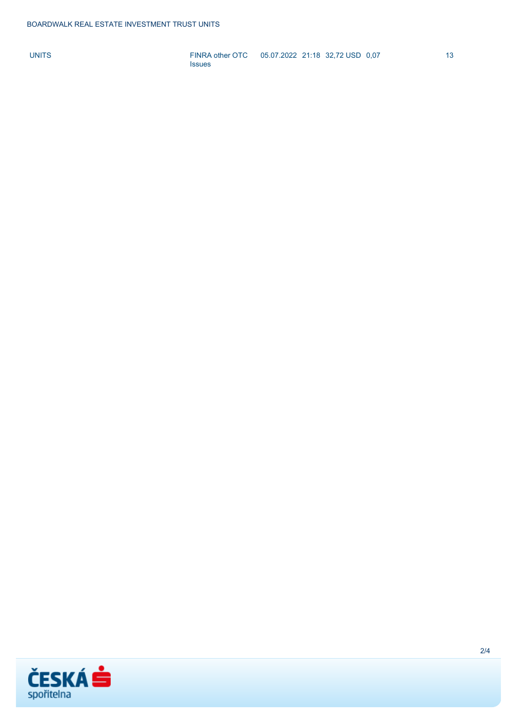BOARDWALK REAL ESTATE INVESTMENT TRUST UNITS

| | | | | | | |
|---|---|---|---|---|---|---|
| UNITS | FINRA other OTC Issues | 05.07.2022 | 21:18 | 32,72 USD | 0,07 | 13 |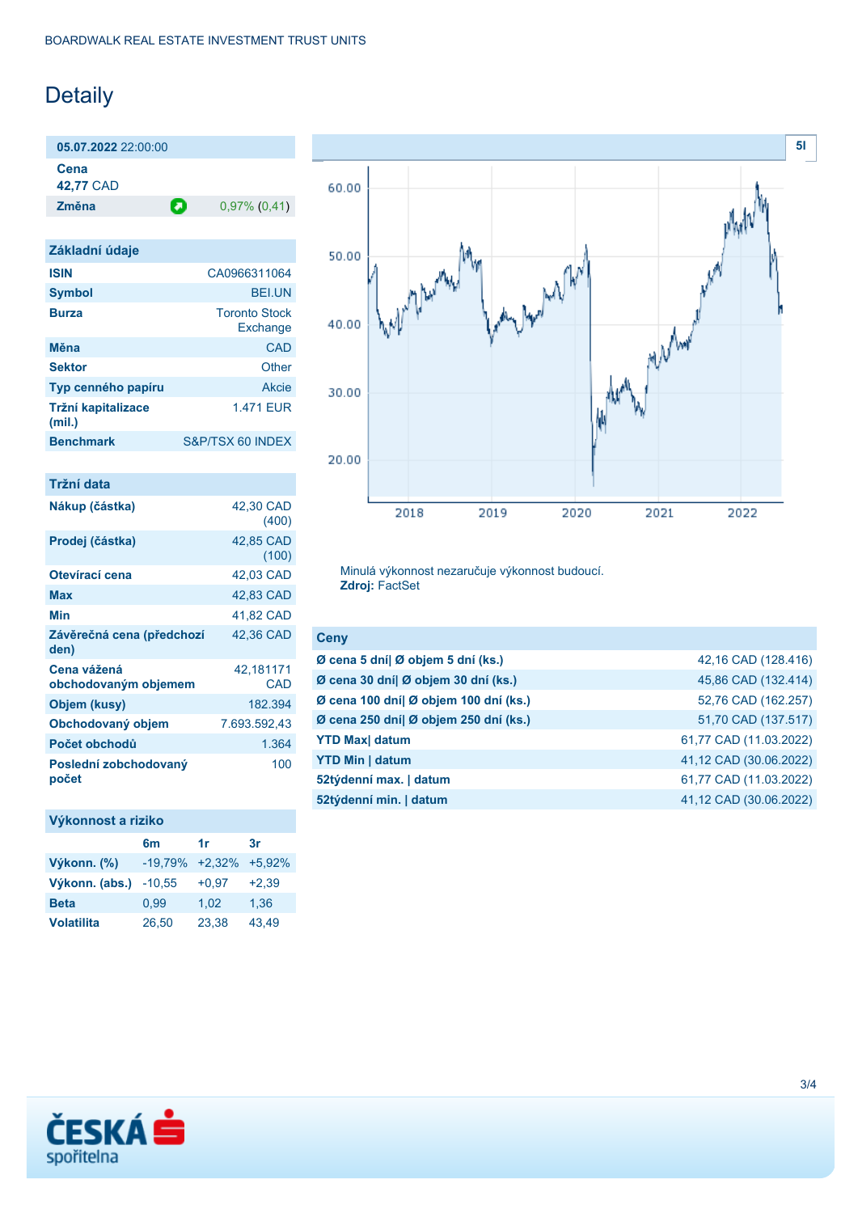BOARDWALK REAL ESTATE INVESTMENT TRUST UNITS

# Detaily

| **05.07.2022** 22:00:00 | |
|---|---|
| **Cena** 42,77 CAD | |
| **Změna** | 0,97% (0,41) |

## Základní údaje

| | |
|---|---|
| **ISIN** | CA0966311064 |
| **Symbol** | BEI.UN |
| **Burza** | Toronto Stock Exchange |
| **Měna** | CAD |
| **Sektor** | Other |
| **Typ cenného papíru** | Akcie |
| **Tržní kapitalizace (mil.)** | 1.471 EUR |
| **Benchmark** | S&P/TSX 60 INDEX |

## Tržní data

| | |
|---|---|
| **Nákup (částka)** | 42,30 CAD (400) |
| **Prodej (částka)** | 42,85 CAD (100) |
| **Otevírací cena** | 42,03 CAD |
| **Max** | 42,83 CAD |
| **Min** | 41,82 CAD |
| **Závěrečná cena (předchozí den)** | 42,36 CAD |
| **Cena vážená obchodovaným objemem** | 42,181171 CAD |
| **Objem (kusy)** | 182.394 |
| **Obchodovaný objem** | 7.693.592,43 |
| **Počet obchodů** | 1.364 |
| **Poslední zobchodovaný počet** | 100 |

## Výkonnost a riziko

| | 6m | 1r | 3r |
|---|---|---|---|
| **Výkonn. (%)** | -19,79% | +2,32% | +5,92% |
| **Výkonn. (abs.)** | -10,55 | +0,97 | +2,39 |
| **Beta** | 0,99 | 1,02 | 1,36 |
| **Volatilita** | 26,50 | 23,38 | 43,49 |

Minulá výkonnost nezaručuje výkonnost budoucí.
**Zdroj:** FactSet

## Ceny

| | |
|---|---|
| **Ø cena 5 dní\| Ø objem 5 dní (ks.)** | 42,16 CAD (128.416) |
| **Ø cena 30 dní\| Ø objem 30 dní (ks.)** | 45,86 CAD (132.414) |
| **Ø cena 100 dní\| Ø objem 100 dní (ks.)** | 52,76 CAD (162.257) |
| **Ø cena 250 dní\| Ø objem 250 dní (ks.)** | 51,70 CAD (137.517) |
| **YTD Max\| datum** | 61,77 CAD (11.03.2022) |
| **YTD Min \| datum** | 41,12 CAD (30.06.2022) |
| **52týdenní max. \| datum** | 61,77 CAD (11.03.2022) |
| **52týdenní min. \| datum** | 41,12 CAD (30.06.2022) |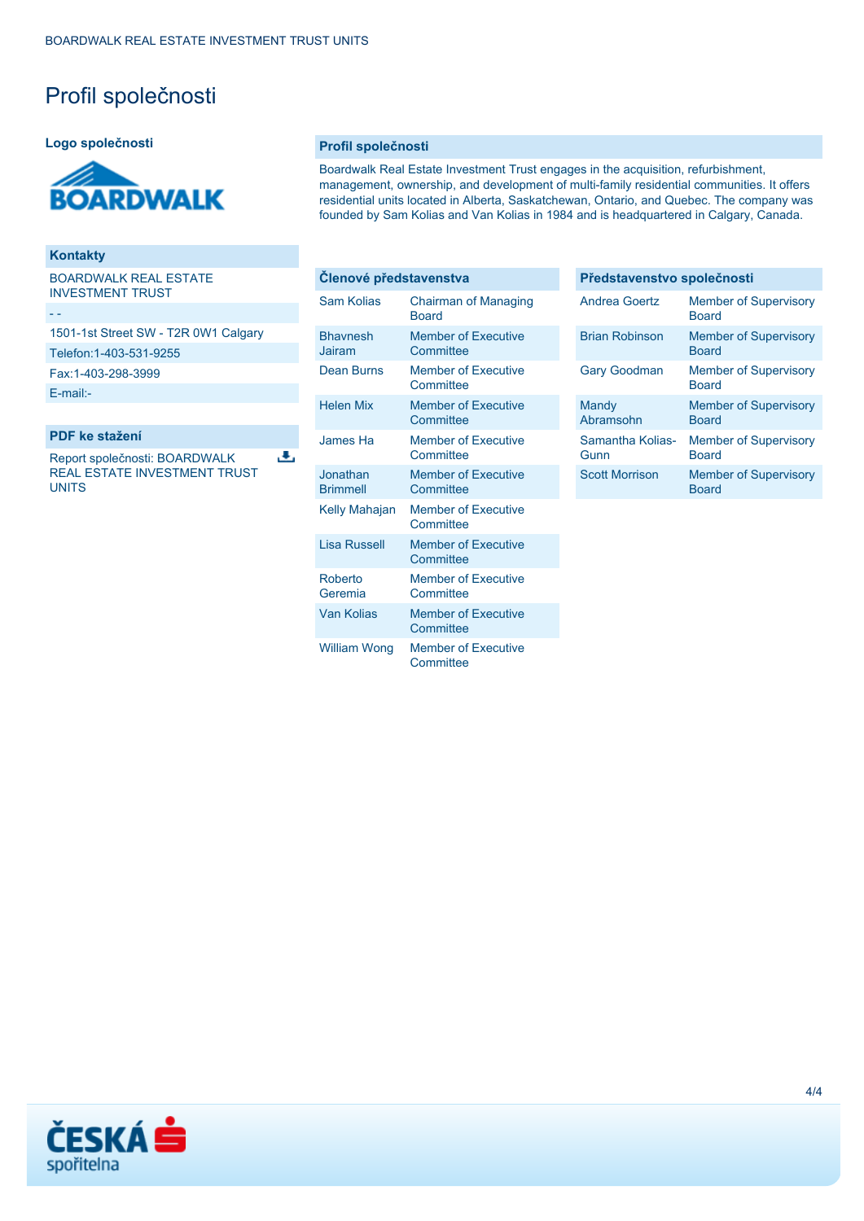# Profil společnosti

### Logo společnosti

### Kontakty

BOARDWALK REAL ESTATE INVESTMENT TRUST

- -

1501-1st Street SW - T2R 0W1 Calgary

Telefon:1-403-531-9255

Fax:1-403-298-3999

E-mail:-

### PDF ke stažení

Report společnosti: BOARDWALK REAL ESTATE INVESTMENT TRUST UNITS

### Profil společnosti

Boardwalk Real Estate Investment Trust engages in the acquisition, refurbishment, management, ownership, and development of multi-family residential communities. It offers residential units located in Alberta, Saskatchewan, Ontario, and Quebec. The company was founded by Sam Kolias and Van Kolias in 1984 and is headquartered in Calgary, Canada.

### Členové představenstva

| | |
|---|---|
| Sam Kolias | Chairman of Managing Board |
| Bhavnesh Jairam | Member of Executive Committee |
| Dean Burns | Member of Executive Committee |
| Helen Mix | Member of Executive Committee |
| James Ha | Member of Executive Committee |
| Jonathan Brimmell | Member of Executive Committee |
| Kelly Mahajan | Member of Executive Committee |
| Lisa Russell | Member of Executive Committee |
| Roberto Geremia | Member of Executive Committee |
| Van Kolias | Member of Executive Committee |
| William Wong | Member of Executive Committee |

### Představenstvo společnosti

| | |
|---|---|
| Andrea Goertz | Member of Supervisory Board |
| Brian Robinson | Member of Supervisory Board |
| Gary Goodman | Member of Supervisory Board |
| Mandy Abramsohn | Member of Supervisory Board |
| Samantha Kolias-Gunn | Member of Supervisory Board |
| Scott Morrison | Member of Supervisory Board |